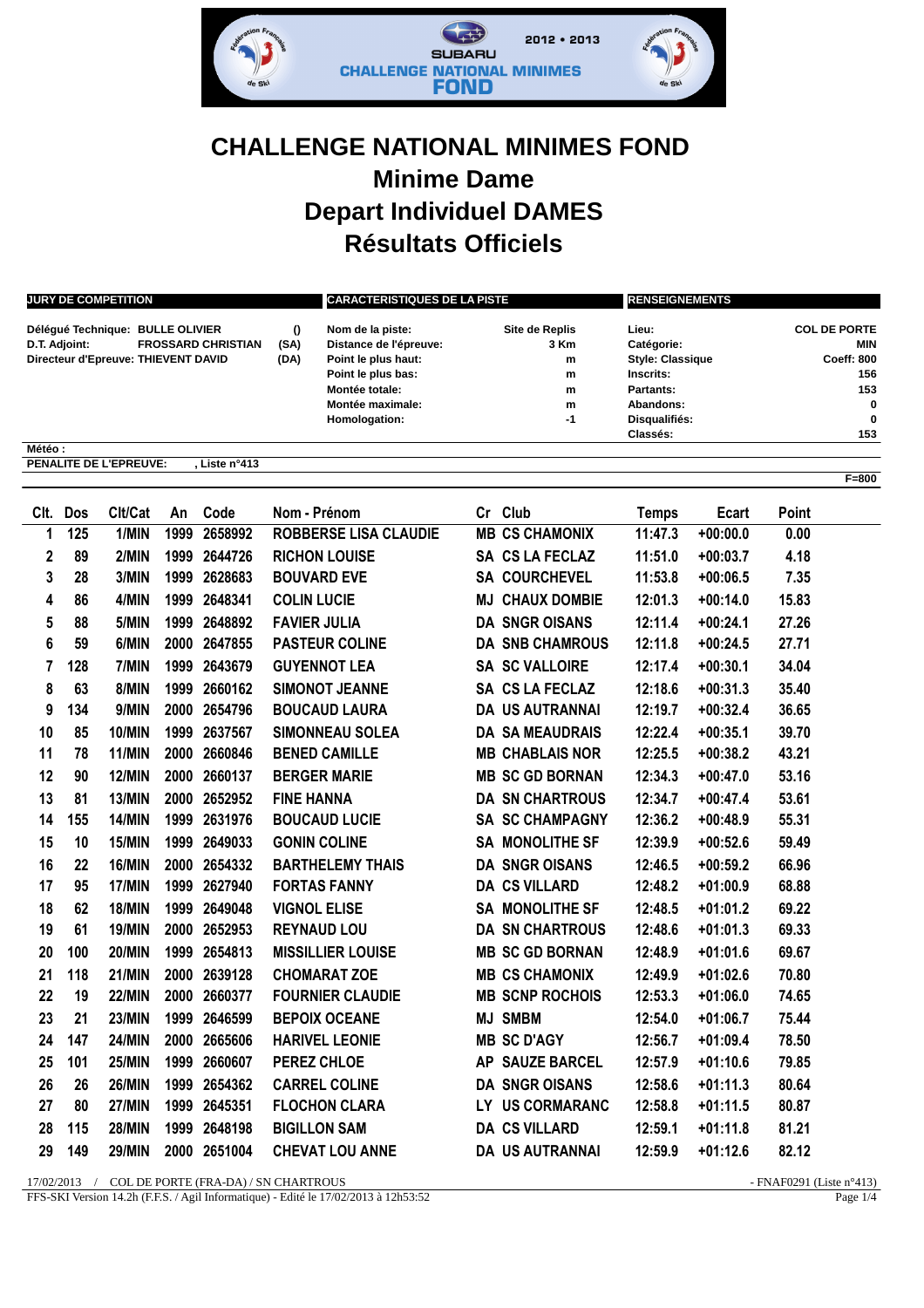# CHALLENGE NATIONAL MINIMES FOND
## Minime Dame
## Depart Individuel DAMES
## Résultats Officiels

**JURY DE COMPETITION**

Délégué Technique: BULLE OLIVIER ()
D.T. Adjoint: FROSSARD CHRISTIAN (SA)
Directeur d'Epreuve: THIEVENT DAVID (DA)

**CARACTERISTIQUES DE LA PISTE**

| | |
|---|---|
| Nom de la piste: | Site de Replis |
| Distance de l'épreuve: | 3 Km |
| Point le plus haut: | m |
| Point le plus bas: | m |
| Montée totale: | m |
| Montée maximale: | m |
| Homologation: | -1 |

**RENSEIGNEMENTS**

| | |
|---|---|
| Lieu: | COL DE PORTE |
| Catégorie: | MIN |
| Style: Classique | Coeff: 800 |
| Inscrits: | 156 |
| Partants: | 153 |
| Abandons: | 0 |
| Disqualifiés: | 0 |
| Classés: | 153 |

Météo :

PENALITE DE L'EPREUVE: , Liste n°413

F=800

| Clt. | Dos | Clt/Cat | An | Code | Nom - Prénom | Cr | Club | Temps | Ecart | Point |
|---|---|---|---|---|---|---|---|---|---|---|
| 1 | 125 | 1/MIN | 1999 | 2658992 | ROBBERSE LISA CLAUDIE | MB | CS CHAMONIX | 11:47.3 | +00:00.0 | 0.00 |
| 2 | 89 | 2/MIN | 1999 | 2644726 | RICHON LOUISE | SA | CS LA FECLAZ | 11:51.0 | +00:03.7 | 4.18 |
| 3 | 28 | 3/MIN | 1999 | 2628683 | BOUVARD EVE | SA | COURCHEVEL | 11:53.8 | +00:06.5 | 7.35 |
| 4 | 86 | 4/MIN | 1999 | 2648341 | COLIN LUCIE | MJ | CHAUX DOMBIE | 12:01.3 | +00:14.0 | 15.83 |
| 5 | 88 | 5/MIN | 1999 | 2648892 | FAVIER JULIA | DA | SNGR OISANS | 12:11.4 | +00:24.1 | 27.26 |
| 6 | 59 | 6/MIN | 2000 | 2647855 | PASTEUR COLINE | DA | SNB CHAMROUS | 12:11.8 | +00:24.5 | 27.71 |
| 7 | 128 | 7/MIN | 1999 | 2643679 | GUYENNOT LEA | SA | SC VALLOIRE | 12:17.4 | +00:30.1 | 34.04 |
| 8 | 63 | 8/MIN | 1999 | 2660162 | SIMONOT JEANNE | SA | CS LA FECLAZ | 12:18.6 | +00:31.3 | 35.40 |
| 9 | 134 | 9/MIN | 2000 | 2654796 | BOUCAUD LAURA | DA | US AUTRANNAI | 12:19.7 | +00:32.4 | 36.65 |
| 10 | 85 | 10/MIN | 1999 | 2637567 | SIMONNEAU SOLEA | DA | SA MEAUDRAIS | 12:22.4 | +00:35.1 | 39.70 |
| 11 | 78 | 11/MIN | 2000 | 2660846 | BENED CAMILLE | MB | CHABLAIS NOR | 12:25.5 | +00:38.2 | 43.21 |
| 12 | 90 | 12/MIN | 2000 | 2660137 | BERGER MARIE | MB | SC GD BORNAN | 12:34.3 | +00:47.0 | 53.16 |
| 13 | 81 | 13/MIN | 2000 | 2652952 | FINE HANNA | DA | SN CHARTROUS | 12:34.7 | +00:47.4 | 53.61 |
| 14 | 155 | 14/MIN | 1999 | 2631976 | BOUCAUD LUCIE | SA | SC CHAMPAGNY | 12:36.2 | +00:48.9 | 55.31 |
| 15 | 10 | 15/MIN | 1999 | 2649033 | GONIN COLINE | SA | MONOLITHE SF | 12:39.9 | +00:52.6 | 59.49 |
| 16 | 22 | 16/MIN | 2000 | 2654332 | BARTHELEMY THAIS | DA | SNGR OISANS | 12:46.5 | +00:59.2 | 66.96 |
| 17 | 95 | 17/MIN | 1999 | 2627940 | FORTAS FANNY | DA | CS VILLARD | 12:48.2 | +01:00.9 | 68.88 |
| 18 | 62 | 18/MIN | 1999 | 2649048 | VIGNOL ELISE | SA | MONOLITHE SF | 12:48.5 | +01:01.2 | 69.22 |
| 19 | 61 | 19/MIN | 2000 | 2652953 | REYNAUD LOU | DA | SN CHARTROUS | 12:48.6 | +01:01.3 | 69.33 |
| 20 | 100 | 20/MIN | 1999 | 2654813 | MISSILLIER LOUISE | MB | SC GD BORNAN | 12:48.9 | +01:01.6 | 69.67 |
| 21 | 118 | 21/MIN | 2000 | 2639128 | CHOMARAT ZOE | MB | CS CHAMONIX | 12:49.9 | +01:02.6 | 70.80 |
| 22 | 19 | 22/MIN | 2000 | 2660377 | FOURNIER CLAUDIE | MB | SCNP ROCHOIS | 12:53.3 | +01:06.0 | 74.65 |
| 23 | 21 | 23/MIN | 1999 | 2646599 | BEPOIX OCEANE | MJ | SMBM | 12:54.0 | +01:06.7 | 75.44 |
| 24 | 147 | 24/MIN | 2000 | 2665606 | HARIVEL LEONIE | MB | SC D'AGY | 12:56.7 | +01:09.4 | 78.50 |
| 25 | 101 | 25/MIN | 1999 | 2660607 | PEREZ CHLOE | AP | SAUZE BARCEL | 12:57.9 | +01:10.6 | 79.85 |
| 26 | 26 | 26/MIN | 1999 | 2654362 | CARREL COLINE | DA | SNGR OISANS | 12:58.6 | +01:11.3 | 80.64 |
| 27 | 80 | 27/MIN | 1999 | 2645351 | FLOCHON CLARA | LY | US CORMARANC | 12:58.8 | +01:11.5 | 80.87 |
| 28 | 115 | 28/MIN | 1999 | 2648198 | BIGILLON SAM | DA | CS VILLARD | 12:59.1 | +01:11.8 | 81.21 |
| 29 | 149 | 29/MIN | 2000 | 2651004 | CHEVAT LOU ANNE | DA | US AUTRANNAI | 12:59.9 | +01:12.6 | 82.12 |

17/02/2013 / COL DE PORTE (FRA-DA) / SN CHARTROUS - FNAF0291 (Liste n°413)
FFS-SKI Version 14.2h (F.F.S. / Agil Informatique) - Edité le 17/02/2013 à 12h53:52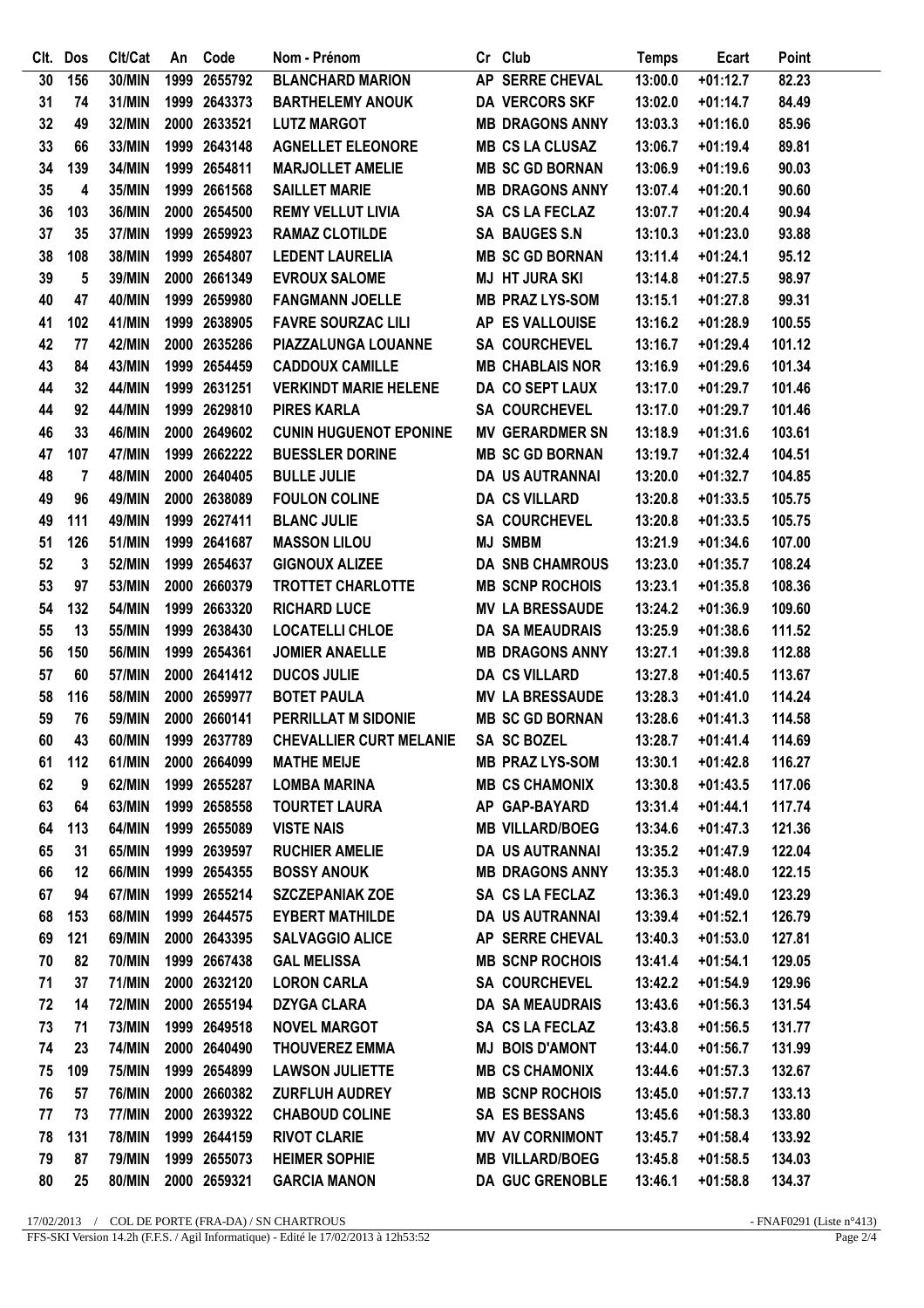| Clt. | Dos | Clt/Cat | An | Code | Nom - Prénom | Cr | Club | Temps | Ecart | Point |
|---|---|---|---|---|---|---|---|---|---|---|
| 30 | 156 | 30/MIN | 1999 | 2655792 | BLANCHARD MARION | AP | SERRE CHEVAL | 13:00.0 | +01:12.7 | 82.23 |
| 31 | 74 | 31/MIN | 1999 | 2643373 | BARTHELEMY ANOUK | DA | VERCORS SKF | 13:02.0 | +01:14.7 | 84.49 |
| 32 | 49 | 32/MIN | 2000 | 2633521 | LUTZ MARGOT | MB | DRAGONS ANNY | 13:03.3 | +01:16.0 | 85.96 |
| 33 | 66 | 33/MIN | 1999 | 2643148 | AGNELLET ELEONORE | MB | CS LA CLUSAZ | 13:06.7 | +01:19.4 | 89.81 |
| 34 | 139 | 34/MIN | 1999 | 2654811 | MARJOLLET AMELIE | MB | SC GD BORNAN | 13:06.9 | +01:19.6 | 90.03 |
| 35 | 4 | 35/MIN | 1999 | 2661568 | SAILLET MARIE | MB | DRAGONS ANNY | 13:07.4 | +01:20.1 | 90.60 |
| 36 | 103 | 36/MIN | 2000 | 2654500 | REMY VELLUT LIVIA | SA | CS LA FECLAZ | 13:07.7 | +01:20.4 | 90.94 |
| 37 | 35 | 37/MIN | 1999 | 2659923 | RAMAZ CLOTILDE | SA | BAUGES S.N | 13:10.3 | +01:23.0 | 93.88 |
| 38 | 108 | 38/MIN | 1999 | 2654807 | LEDENT LAURELIA | MB | SC GD BORNAN | 13:11.4 | +01:24.1 | 95.12 |
| 39 | 5 | 39/MIN | 2000 | 2661349 | EVROUX SALOME | MJ | HT JURA SKI | 13:14.8 | +01:27.5 | 98.97 |
| 40 | 47 | 40/MIN | 1999 | 2659980 | FANGMANN JOELLE | MB | PRAZ LYS-SOM | 13:15.1 | +01:27.8 | 99.31 |
| 41 | 102 | 41/MIN | 1999 | 2638905 | FAVRE SOURZAC LILI | AP | ES VALLOUISE | 13:16.2 | +01:28.9 | 100.55 |
| 42 | 77 | 42/MIN | 2000 | 2635286 | PIAZZALUNGA LOUANNE | SA | COURCHEVEL | 13:16.7 | +01:29.4 | 101.12 |
| 43 | 84 | 43/MIN | 1999 | 2654459 | CADDOUX CAMILLE | MB | CHABLAIS NOR | 13:16.9 | +01:29.6 | 101.34 |
| 44 | 32 | 44/MIN | 1999 | 2631251 | VERKINDT MARIE HELENE | DA | CO SEPT LAUX | 13:17.0 | +01:29.7 | 101.46 |
| 44 | 92 | 44/MIN | 1999 | 2629810 | PIRES KARLA | SA | COURCHEVEL | 13:17.0 | +01:29.7 | 101.46 |
| 46 | 33 | 46/MIN | 2000 | 2649602 | CUNIN HUGUENOT EPONINE | MV | GERARDMER SN | 13:18.9 | +01:31.6 | 103.61 |
| 47 | 107 | 47/MIN | 1999 | 2662222 | BUESSLER DORINE | MB | SC GD BORNAN | 13:19.7 | +01:32.4 | 104.51 |
| 48 | 7 | 48/MIN | 2000 | 2640405 | BULLE JULIE | DA | US AUTRANNAI | 13:20.0 | +01:32.7 | 104.85 |
| 49 | 96 | 49/MIN | 2000 | 2638089 | FOULON COLINE | DA | CS VILLARD | 13:20.8 | +01:33.5 | 105.75 |
| 49 | 111 | 49/MIN | 1999 | 2627411 | BLANC JULIE | SA | COURCHEVEL | 13:20.8 | +01:33.5 | 105.75 |
| 51 | 126 | 51/MIN | 1999 | 2641687 | MASSON LILOU | MJ | SMBM | 13:21.9 | +01:34.6 | 107.00 |
| 52 | 3 | 52/MIN | 1999 | 2654637 | GIGNOUX ALIZEE | DA | SNB CHAMROUS | 13:23.0 | +01:35.7 | 108.24 |
| 53 | 97 | 53/MIN | 2000 | 2660379 | TROTTET CHARLOTTE | MB | SCNP ROCHOIS | 13:23.1 | +01:35.8 | 108.36 |
| 54 | 132 | 54/MIN | 1999 | 2663320 | RICHARD LUCE | MV | LA BRESSAUDE | 13:24.2 | +01:36.9 | 109.60 |
| 55 | 13 | 55/MIN | 1999 | 2638430 | LOCATELLI CHLOE | DA | SA MEAUDRAIS | 13:25.9 | +01:38.6 | 111.52 |
| 56 | 150 | 56/MIN | 1999 | 2654361 | JOMIER ANAELLE | MB | DRAGONS ANNY | 13:27.1 | +01:39.8 | 112.88 |
| 57 | 60 | 57/MIN | 2000 | 2641412 | DUCOS JULIE | DA | CS VILLARD | 13:27.8 | +01:40.5 | 113.67 |
| 58 | 116 | 58/MIN | 2000 | 2659977 | BOTET PAULA | MV | LA BRESSAUDE | 13:28.3 | +01:41.0 | 114.24 |
| 59 | 76 | 59/MIN | 2000 | 2660141 | PERRILLAT M SIDONIE | MB | SC GD BORNAN | 13:28.6 | +01:41.3 | 114.58 |
| 60 | 43 | 60/MIN | 1999 | 2637789 | CHEVALLIER CURT MELANIE | SA | SC BOZEL | 13:28.7 | +01:41.4 | 114.69 |
| 61 | 112 | 61/MIN | 2000 | 2664099 | MATHE MEIJE | MB | PRAZ LYS-SOM | 13:30.1 | +01:42.8 | 116.27 |
| 62 | 9 | 62/MIN | 1999 | 2655287 | LOMBA MARINA | MB | CS CHAMONIX | 13:30.8 | +01:43.5 | 117.06 |
| 63 | 64 | 63/MIN | 1999 | 2658558 | TOURTET LAURA | AP | GAP-BAYARD | 13:31.4 | +01:44.1 | 117.74 |
| 64 | 113 | 64/MIN | 1999 | 2655089 | VISTE NAIS | MB | VILLARD/BOEG | 13:34.6 | +01:47.3 | 121.36 |
| 65 | 31 | 65/MIN | 1999 | 2639597 | RUCHIER AMELIE | DA | US AUTRANNAI | 13:35.2 | +01:47.9 | 122.04 |
| 66 | 12 | 66/MIN | 1999 | 2654355 | BOSSY ANOUK | MB | DRAGONS ANNY | 13:35.3 | +01:48.0 | 122.15 |
| 67 | 94 | 67/MIN | 1999 | 2655214 | SZCZEPANIAK ZOE | SA | CS LA FECLAZ | 13:36.3 | +01:49.0 | 123.29 |
| 68 | 153 | 68/MIN | 1999 | 2644575 | EYBERT MATHILDE | DA | US AUTRANNAI | 13:39.4 | +01:52.1 | 126.79 |
| 69 | 121 | 69/MIN | 2000 | 2643395 | SALVAGGIO ALICE | AP | SERRE CHEVAL | 13:40.3 | +01:53.0 | 127.81 |
| 70 | 82 | 70/MIN | 1999 | 2667438 | GAL MELISSA | MB | SCNP ROCHOIS | 13:41.4 | +01:54.1 | 129.05 |
| 71 | 37 | 71/MIN | 2000 | 2632120 | LORON CARLA | SA | COURCHEVEL | 13:42.2 | +01:54.9 | 129.96 |
| 72 | 14 | 72/MIN | 2000 | 2655194 | DZYGA CLARA | DA | SA MEAUDRAIS | 13:43.6 | +01:56.3 | 131.54 |
| 73 | 71 | 73/MIN | 1999 | 2649518 | NOVEL MARGOT | SA | CS LA FECLAZ | 13:43.8 | +01:56.5 | 131.77 |
| 74 | 23 | 74/MIN | 2000 | 2640490 | THOUVEREZ EMMA | MJ | BOIS D'AMONT | 13:44.0 | +01:56.7 | 131.99 |
| 75 | 109 | 75/MIN | 1999 | 2654899 | LAWSON JULIETTE | MB | CS CHAMONIX | 13:44.6 | +01:57.3 | 132.67 |
| 76 | 57 | 76/MIN | 2000 | 2660382 | ZURFLUH AUDREY | MB | SCNP ROCHOIS | 13:45.0 | +01:57.7 | 133.13 |
| 77 | 73 | 77/MIN | 2000 | 2639322 | CHABOUD COLINE | SA | ES BESSANS | 13:45.6 | +01:58.3 | 133.80 |
| 78 | 131 | 78/MIN | 1999 | 2644159 | RIVOT CLARIE | MV | AV CORNIMONT | 13:45.7 | +01:58.4 | 133.92 |
| 79 | 87 | 79/MIN | 1999 | 2655073 | HEIMER SOPHIE | MB | VILLARD/BOEG | 13:45.8 | +01:58.5 | 134.03 |
| 80 | 25 | 80/MIN | 2000 | 2659321 | GARCIA MANON | DA | GUC GRENOBLE | 13:46.1 | +01:58.8 | 134.37 |

17/02/2013 / COL DE PORTE (FRA-DA) / SN CHARTROUS - FNAF0291 (Liste n°413)

FFS-SKI Version 14.2h (F.F.S. / Agil Informatique) - Edité le 17/02/2013 à 12h53:52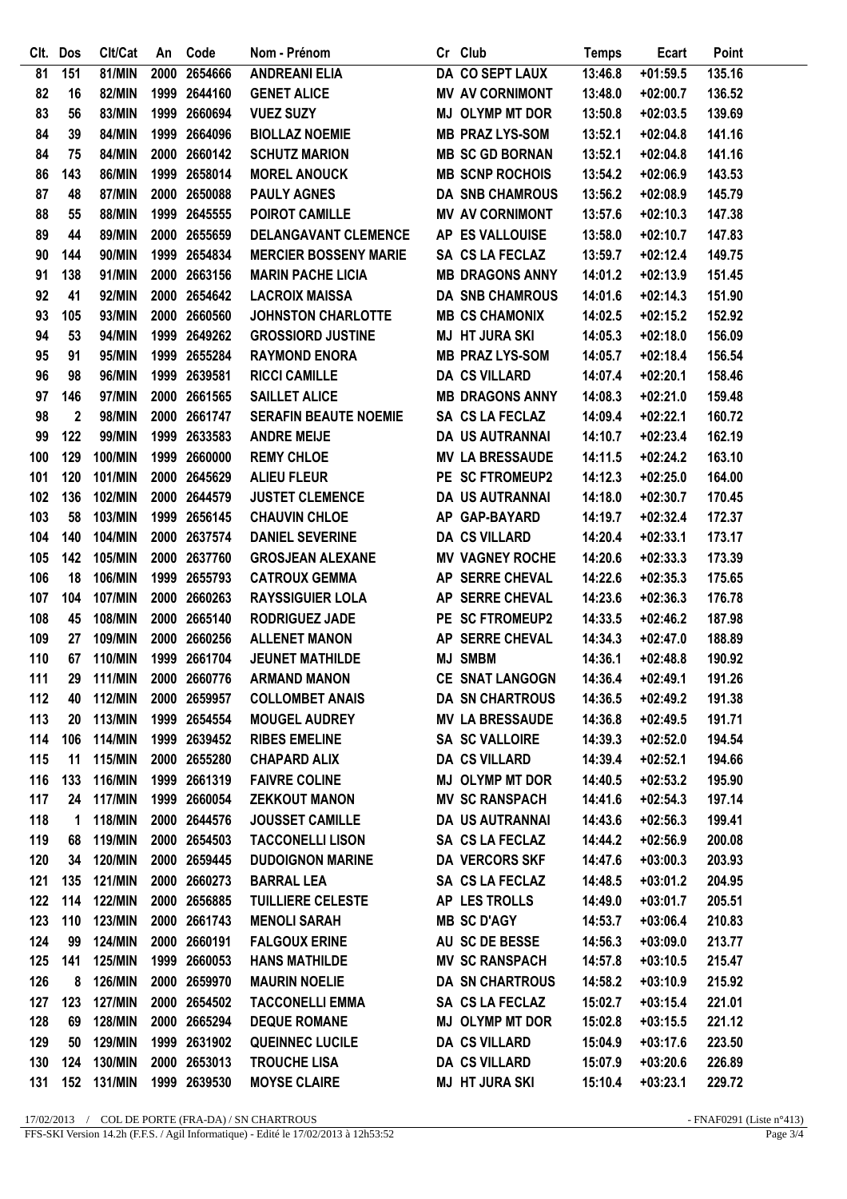| Clt. | Dos | Clt/Cat | An | Code | Nom - Prénom | Cr | Club | Temps | Ecart | Point |
|---|---|---|---|---|---|---|---|---|---|---|
| 81 | 151 | 81/MIN | 2000 | 2654666 | ANDREANI ELIA | DA | CO SEPT LAUX | 13:46.8 | +01:59.5 | 135.16 |
| 82 | 16 | 82/MIN | 1999 | 2644160 | GENET ALICE | MV | AV CORNIMONT | 13:48.0 | +02:00.7 | 136.52 |
| 83 | 56 | 83/MIN | 1999 | 2660694 | VUEZ SUZY | MJ | OLYMP MT DOR | 13:50.8 | +02:03.5 | 139.69 |
| 84 | 39 | 84/MIN | 1999 | 2664096 | BIOLLAZ NOEMIE | MB | PRAZ LYS-SOM | 13:52.1 | +02:04.8 | 141.16 |
| 84 | 75 | 84/MIN | 2000 | 2660142 | SCHUTZ MARION | MB | SC GD BORNAN | 13:52.1 | +02:04.8 | 141.16 |
| 86 | 143 | 86/MIN | 1999 | 2658014 | MOREL ANOUCK | MB | SCNP ROCHOIS | 13:54.2 | +02:06.9 | 143.53 |
| 87 | 48 | 87/MIN | 2000 | 2650088 | PAULY AGNES | DA | SNB CHAMROUS | 13:56.2 | +02:08.9 | 145.79 |
| 88 | 55 | 88/MIN | 1999 | 2645555 | POIROT CAMILLE | MV | AV CORNIMONT | 13:57.6 | +02:10.3 | 147.38 |
| 89 | 44 | 89/MIN | 2000 | 2655659 | DELANGAVANT CLEMENCE | AP | ES VALLOUISE | 13:58.0 | +02:10.7 | 147.83 |
| 90 | 144 | 90/MIN | 1999 | 2654834 | MERCIER BOSSENY MARIE | SA | CS LA FECLAZ | 13:59.7 | +02:12.4 | 149.75 |
| 91 | 138 | 91/MIN | 2000 | 2663156 | MARIN PACHE LICIA | MB | DRAGONS ANNY | 14:01.2 | +02:13.9 | 151.45 |
| 92 | 41 | 92/MIN | 2000 | 2654642 | LACROIX MAISSA | DA | SNB CHAMROUS | 14:01.6 | +02:14.3 | 151.90 |
| 93 | 105 | 93/MIN | 2000 | 2660560 | JOHNSTON CHARLOTTE | MB | CS CHAMONIX | 14:02.5 | +02:15.2 | 152.92 |
| 94 | 53 | 94/MIN | 1999 | 2649262 | GROSSIORD JUSTINE | MJ | HT JURA SKI | 14:05.3 | +02:18.0 | 156.09 |
| 95 | 91 | 95/MIN | 1999 | 2655284 | RAYMOND ENORA | MB | PRAZ LYS-SOM | 14:05.7 | +02:18.4 | 156.54 |
| 96 | 98 | 96/MIN | 1999 | 2639581 | RICCI CAMILLE | DA | CS VILLARD | 14:07.4 | +02:20.1 | 158.46 |
| 97 | 146 | 97/MIN | 2000 | 2661565 | SAILLET ALICE | MB | DRAGONS ANNY | 14:08.3 | +02:21.0 | 159.48 |
| 98 | 2 | 98/MIN | 2000 | 2661747 | SERAFIN BEAUTE NOEMIE | SA | CS LA FECLAZ | 14:09.4 | +02:22.1 | 160.72 |
| 99 | 122 | 99/MIN | 1999 | 2633583 | ANDRE MEIJE | DA | US AUTRANNAI | 14:10.7 | +02:23.4 | 162.19 |
| 100 | 129 | 100/MIN | 1999 | 2660000 | REMY CHLOE | MV | LA BRESSAUDE | 14:11.5 | +02:24.2 | 163.10 |
| 101 | 120 | 101/MIN | 2000 | 2645629 | ALIEU FLEUR | PE | SC FTROMEUP2 | 14:12.3 | +02:25.0 | 164.00 |
| 102 | 136 | 102/MIN | 2000 | 2644579 | JUSTET CLEMENCE | DA | US AUTRANNAI | 14:18.0 | +02:30.7 | 170.45 |
| 103 | 58 | 103/MIN | 1999 | 2656145 | CHAUVIN CHLOE | AP | GAP-BAYARD | 14:19.7 | +02:32.4 | 172.37 |
| 104 | 140 | 104/MIN | 2000 | 2637574 | DANIEL SEVERINE | DA | CS VILLARD | 14:20.4 | +02:33.1 | 173.17 |
| 105 | 142 | 105/MIN | 2000 | 2637760 | GROSJEAN ALEXANE | MV | VAGNEY ROCHE | 14:20.6 | +02:33.3 | 173.39 |
| 106 | 18 | 106/MIN | 1999 | 2655793 | CATROUX GEMMA | AP | SERRE CHEVAL | 14:22.6 | +02:35.3 | 175.65 |
| 107 | 104 | 107/MIN | 2000 | 2660263 | RAYSSIGUIER LOLA | AP | SERRE CHEVAL | 14:23.6 | +02:36.3 | 176.78 |
| 108 | 45 | 108/MIN | 2000 | 2665140 | RODRIGUEZ JADE | PE | SC FTROMEUP2 | 14:33.5 | +02:46.2 | 187.98 |
| 109 | 27 | 109/MIN | 2000 | 2660256 | ALLENET MANON | AP | SERRE CHEVAL | 14:34.3 | +02:47.0 | 188.89 |
| 110 | 67 | 110/MIN | 1999 | 2661704 | JEUNET MATHILDE | MJ | SMBM | 14:36.1 | +02:48.8 | 190.92 |
| 111 | 29 | 111/MIN | 2000 | 2660776 | ARMAND MANON | CE | SNAT LANGOGN | 14:36.4 | +02:49.1 | 191.26 |
| 112 | 40 | 112/MIN | 2000 | 2659957 | COLLOMBET ANAIS | DA | SN CHARTROUS | 14:36.5 | +02:49.2 | 191.38 |
| 113 | 20 | 113/MIN | 1999 | 2654554 | MOUGEL AUDREY | MV | LA BRESSAUDE | 14:36.8 | +02:49.5 | 191.71 |
| 114 | 106 | 114/MIN | 1999 | 2639452 | RIBES EMELINE | SA | SC VALLOIRE | 14:39.3 | +02:52.0 | 194.54 |
| 115 | 11 | 115/MIN | 2000 | 2655280 | CHAPARD ALIX | DA | CS VILLARD | 14:39.4 | +02:52.1 | 194.66 |
| 116 | 133 | 116/MIN | 1999 | 2661319 | FAIVRE COLINE | MJ | OLYMP MT DOR | 14:40.5 | +02:53.2 | 195.90 |
| 117 | 24 | 117/MIN | 1999 | 2660054 | ZEKKOUT MANON | MV | SC RANSPACH | 14:41.6 | +02:54.3 | 197.14 |
| 118 | 1 | 118/MIN | 2000 | 2644576 | JOUSSET CAMILLE | DA | US AUTRANNAI | 14:43.6 | +02:56.3 | 199.41 |
| 119 | 68 | 119/MIN | 2000 | 2654503 | TACCONELLI LISON | SA | CS LA FECLAZ | 14:44.2 | +02:56.9 | 200.08 |
| 120 | 34 | 120/MIN | 2000 | 2659445 | DUDOIGNON MARINE | DA | VERCORS SKF | 14:47.6 | +03:00.3 | 203.93 |
| 121 | 135 | 121/MIN | 2000 | 2660273 | BARRAL LEA | SA | CS LA FECLAZ | 14:48.5 | +03:01.2 | 204.95 |
| 122 | 114 | 122/MIN | 2000 | 2656885 | TUILLIERE CELESTE | AP | LES TROLLS | 14:49.0 | +03:01.7 | 205.51 |
| 123 | 110 | 123/MIN | 2000 | 2661743 | MENOLI SARAH | MB | SC D'AGY | 14:53.7 | +03:06.4 | 210.83 |
| 124 | 99 | 124/MIN | 2000 | 2660191 | FALGOUX ERINE | AU | SC DE BESSE | 14:56.3 | +03:09.0 | 213.77 |
| 125 | 141 | 125/MIN | 1999 | 2660053 | HANS MATHILDE | MV | SC RANSPACH | 14:57.8 | +03:10.5 | 215.47 |
| 126 | 8 | 126/MIN | 2000 | 2659970 | MAURIN NOELIE | DA | SN CHARTROUS | 14:58.2 | +03:10.9 | 215.92 |
| 127 | 123 | 127/MIN | 2000 | 2654502 | TACCONELLI EMMA | SA | CS LA FECLAZ | 15:02.7 | +03:15.4 | 221.01 |
| 128 | 69 | 128/MIN | 2000 | 2665294 | DEQUE ROMANE | MJ | OLYMP MT DOR | 15:02.8 | +03:15.5 | 221.12 |
| 129 | 50 | 129/MIN | 1999 | 2631902 | QUEINNEC LUCILE | DA | CS VILLARD | 15:04.9 | +03:17.6 | 223.50 |
| 130 | 124 | 130/MIN | 2000 | 2653013 | TROUCHE LISA | DA | CS VILLARD | 15:07.9 | +03:20.6 | 226.89 |
| 131 | 152 | 131/MIN | 1999 | 2639530 | MOYSE CLAIRE | MJ | HT JURA SKI | 15:10.4 | +03:23.1 | 229.72 |

17/02/2013 / COL DE PORTE (FRA-DA) / SN CHARTROUS - FNAF0291 (Liste n°413)

FFS-SKI Version 14.2h (F.F.S. / Agil Informatique) - Edité le 17/02/2013 à 12h53:52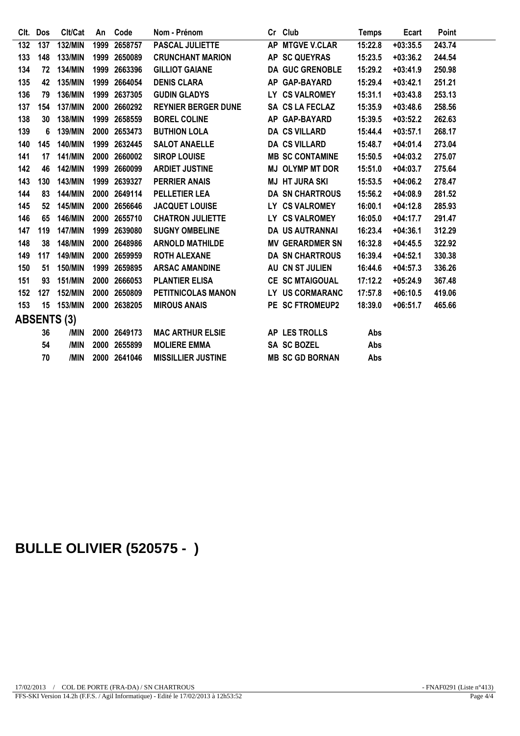| Clt. | Dos | Clt/Cat | An | Code | Nom - Prénom | Cr | Club | Temps | Ecart | Point |
|---|---|---|---|---|---|---|---|---|---|---|
| 132 | 137 | 132/MIN | 1999 | 2658757 | PASCAL JULIETTE | AP | MTGVE V.CLAR | 15:22.8 | +03:35.5 | 243.74 |
| 133 | 148 | 133/MIN | 1999 | 2650089 | CRUNCHANT MARION | AP | SC QUEYRAS | 15:23.5 | +03:36.2 | 244.54 |
| 134 | 72 | 134/MIN | 1999 | 2663396 | GILLIOT GAIANE | DA | GUC GRENOBLE | 15:29.2 | +03:41.9 | 250.98 |
| 135 | 42 | 135/MIN | 1999 | 2664054 | DENIS CLARA | AP | GAP-BAYARD | 15:29.4 | +03:42.1 | 251.21 |
| 136 | 79 | 136/MIN | 1999 | 2637305 | GUDIN GLADYS | LY | CS VALROMEY | 15:31.1 | +03:43.8 | 253.13 |
| 137 | 154 | 137/MIN | 2000 | 2660292 | REYNIER BERGER DUNE | SA | CS LA FECLAZ | 15:35.9 | +03:48.6 | 258.56 |
| 138 | 30 | 138/MIN | 1999 | 2658559 | BOREL COLINE | AP | GAP-BAYARD | 15:39.5 | +03:52.2 | 262.63 |
| 139 | 6 | 139/MIN | 2000 | 2653473 | BUTHION LOLA | DA | CS VILLARD | 15:44.4 | +03:57.1 | 268.17 |
| 140 | 145 | 140/MIN | 1999 | 2632445 | SALOT ANAELLE | DA | CS VILLARD | 15:48.7 | +04:01.4 | 273.04 |
| 141 | 17 | 141/MIN | 2000 | 2660002 | SIROP LOUISE | MB | SC CONTAMINE | 15:50.5 | +04:03.2 | 275.07 |
| 142 | 46 | 142/MIN | 1999 | 2660099 | ARDIET JUSTINE | MJ | OLYMP MT DOR | 15:51.0 | +04:03.7 | 275.64 |
| 143 | 130 | 143/MIN | 1999 | 2639327 | PERRIER ANAIS | MJ | HT JURA SKI | 15:53.5 | +04:06.2 | 278.47 |
| 144 | 83 | 144/MIN | 2000 | 2649114 | PELLETIER LEA | DA | SN CHARTROUS | 15:56.2 | +04:08.9 | 281.52 |
| 145 | 52 | 145/MIN | 2000 | 2656646 | JACQUET LOUISE | LY | CS VALROMEY | 16:00.1 | +04:12.8 | 285.93 |
| 146 | 65 | 146/MIN | 2000 | 2655710 | CHATRON JULIETTE | LY | CS VALROMEY | 16:05.0 | +04:17.7 | 291.47 |
| 147 | 119 | 147/MIN | 1999 | 2639080 | SUGNY OMBELINE | DA | US AUTRANNAI | 16:23.4 | +04:36.1 | 312.29 |
| 148 | 38 | 148/MIN | 2000 | 2648986 | ARNOLD MATHILDE | MV | GERARDMER SN | 16:32.8 | +04:45.5 | 322.92 |
| 149 | 117 | 149/MIN | 2000 | 2659959 | ROTH ALEXANE | DA | SN CHARTROUS | 16:39.4 | +04:52.1 | 330.38 |
| 150 | 51 | 150/MIN | 1999 | 2659895 | ARSAC AMANDINE | AU | CN ST JULIEN | 16:44.6 | +04:57.3 | 336.26 |
| 151 | 93 | 151/MIN | 2000 | 2666053 | PLANTIER ELISA | CE | SC MTAIGOUAL | 17:12.2 | +05:24.9 | 367.48 |
| 152 | 127 | 152/MIN | 2000 | 2650809 | PETITNICOLAS MANON | LY | US CORMARANC | 17:57.8 | +06:10.5 | 419.06 |
| 153 | 15 | 153/MIN | 2000 | 2638205 | MIROUS ANAIS | PE | SC FTROMEUP2 | 18:39.0 | +06:51.7 | 465.66 |
| **ABSENTS (3)** | | | | | | | | | | |
| | 36 | /MIN | 2000 | 2649173 | MAC ARTHUR ELSIE | AP | LES TROLLS | Abs | | |
| | 54 | /MIN | 2000 | 2655899 | MOLIERE EMMA | SA | SC BOZEL | Abs | | |
| | 70 | /MIN | 2000 | 2641046 | MISSILLIER JUSTINE | MB | SC GD BORNAN | Abs | | |

# BULLE OLIVIER (520575 - )

17/02/2013 / COL DE PORTE (FRA-DA) / SN CHARTROUS - FNAF0291 (Liste n°413)

FFS-SKI Version 14.2h (F.F.S. / Agil Informatique) - Edité le 17/02/2013 à 12h53:52